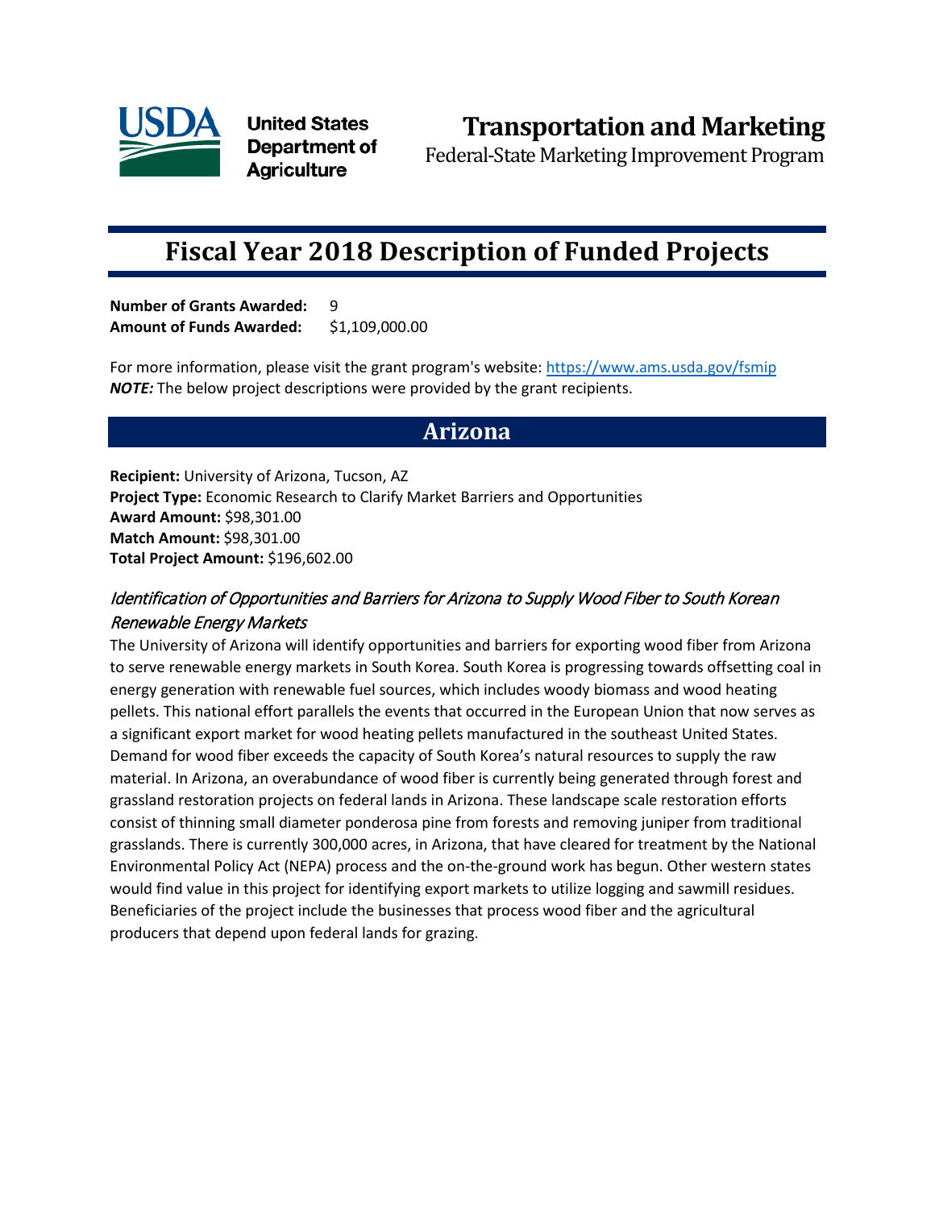**United States Department of Agriculture**

# Transportation and Marketing

Federal-State Marketing Improvement Program

# Fiscal Year 2018 Description of Funded Projects

**Number of Grants Awarded:** 9
**Amount of Funds Awarded:** $1,109,000.00

For more information, please visit the grant program's website: https://www.ams.usda.gov/fsmip
***NOTE:*** The below project descriptions were provided by the grant recipients.

## Arizona

**Recipient:** University of Arizona, Tucson, AZ
**Project Type:** Economic Research to Clarify Market Barriers and Opportunities
**Award Amount:** $98,301.00
**Match Amount:** $98,301.00
**Total Project Amount:** $196,602.00

### *Identification of Opportunities and Barriers for Arizona to Supply Wood Fiber to South Korean Renewable Energy Markets*

The University of Arizona will identify opportunities and barriers for exporting wood fiber from Arizona to serve renewable energy markets in South Korea. South Korea is progressing towards offsetting coal in energy generation with renewable fuel sources, which includes woody biomass and wood heating pellets. This national effort parallels the events that occurred in the European Union that now serves as a significant export market for wood heating pellets manufactured in the southeast United States. Demand for wood fiber exceeds the capacity of South Korea's natural resources to supply the raw material. In Arizona, an overabundance of wood fiber is currently being generated through forest and grassland restoration projects on federal lands in Arizona. These landscape scale restoration efforts consist of thinning small diameter ponderosa pine from forests and removing juniper from traditional grasslands. There is currently 300,000 acres, in Arizona, that have cleared for treatment by the National Environmental Policy Act (NEPA) process and the on-the-ground work has begun. Other western states would find value in this project for identifying export markets to utilize logging and sawmill residues. Beneficiaries of the project include the businesses that process wood fiber and the agricultural producers that depend upon federal lands for grazing.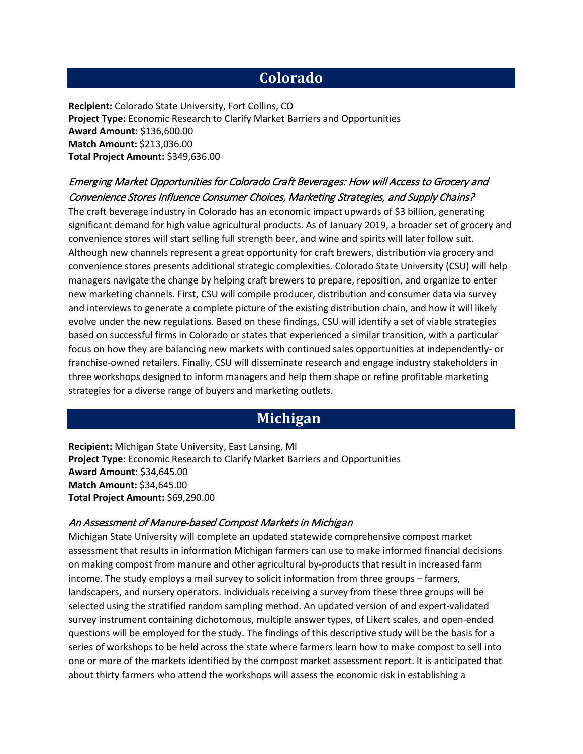## Colorado

**Recipient:** Colorado State University, Fort Collins, CO
**Project Type:** Economic Research to Clarify Market Barriers and Opportunities
**Award Amount:** $136,600.00
**Match Amount:** $213,036.00
**Total Project Amount:** $349,636.00

### *Emerging Market Opportunities for Colorado Craft Beverages: How will Access to Grocery and Convenience Stores Influence Consumer Choices, Marketing Strategies, and Supply Chains?*

The craft beverage industry in Colorado has an economic impact upwards of $3 billion, generating significant demand for high value agricultural products. As of January 2019, a broader set of grocery and convenience stores will start selling full strength beer, and wine and spirits will later follow suit. Although new channels represent a great opportunity for craft brewers, distribution via grocery and convenience stores presents additional strategic complexities. Colorado State University (CSU) will help managers navigate the change by helping craft brewers to prepare, reposition, and organize to enter new marketing channels. First, CSU will compile producer, distribution and consumer data via survey and interviews to generate a complete picture of the existing distribution chain, and how it will likely evolve under the new regulations. Based on these findings, CSU will identify a set of viable strategies based on successful firms in Colorado or states that experienced a similar transition, with a particular focus on how they are balancing new markets with continued sales opportunities at independently- or franchise-owned retailers. Finally, CSU will disseminate research and engage industry stakeholders in three workshops designed to inform managers and help them shape or refine profitable marketing strategies for a diverse range of buyers and marketing outlets.

## Michigan

**Recipient:** Michigan State University, East Lansing, MI
**Project Type:** Economic Research to Clarify Market Barriers and Opportunities
**Award Amount:** $34,645.00
**Match Amount:** $34,645.00
**Total Project Amount:** $69,290.00

### *An Assessment of Manure-based Compost Markets in Michigan*

Michigan State University will complete an updated statewide comprehensive compost market assessment that results in information Michigan farmers can use to make informed financial decisions on making compost from manure and other agricultural by-products that result in increased farm income. The study employs a mail survey to solicit information from three groups – farmers, landscapers, and nursery operators. Individuals receiving a survey from these three groups will be selected using the stratified random sampling method. An updated version of and expert-validated survey instrument containing dichotomous, multiple answer types, of Likert scales, and open-ended questions will be employed for the study. The findings of this descriptive study will be the basis for a series of workshops to be held across the state where farmers learn how to make compost to sell into one or more of the markets identified by the compost market assessment report. It is anticipated that about thirty farmers who attend the workshops will assess the economic risk in establishing a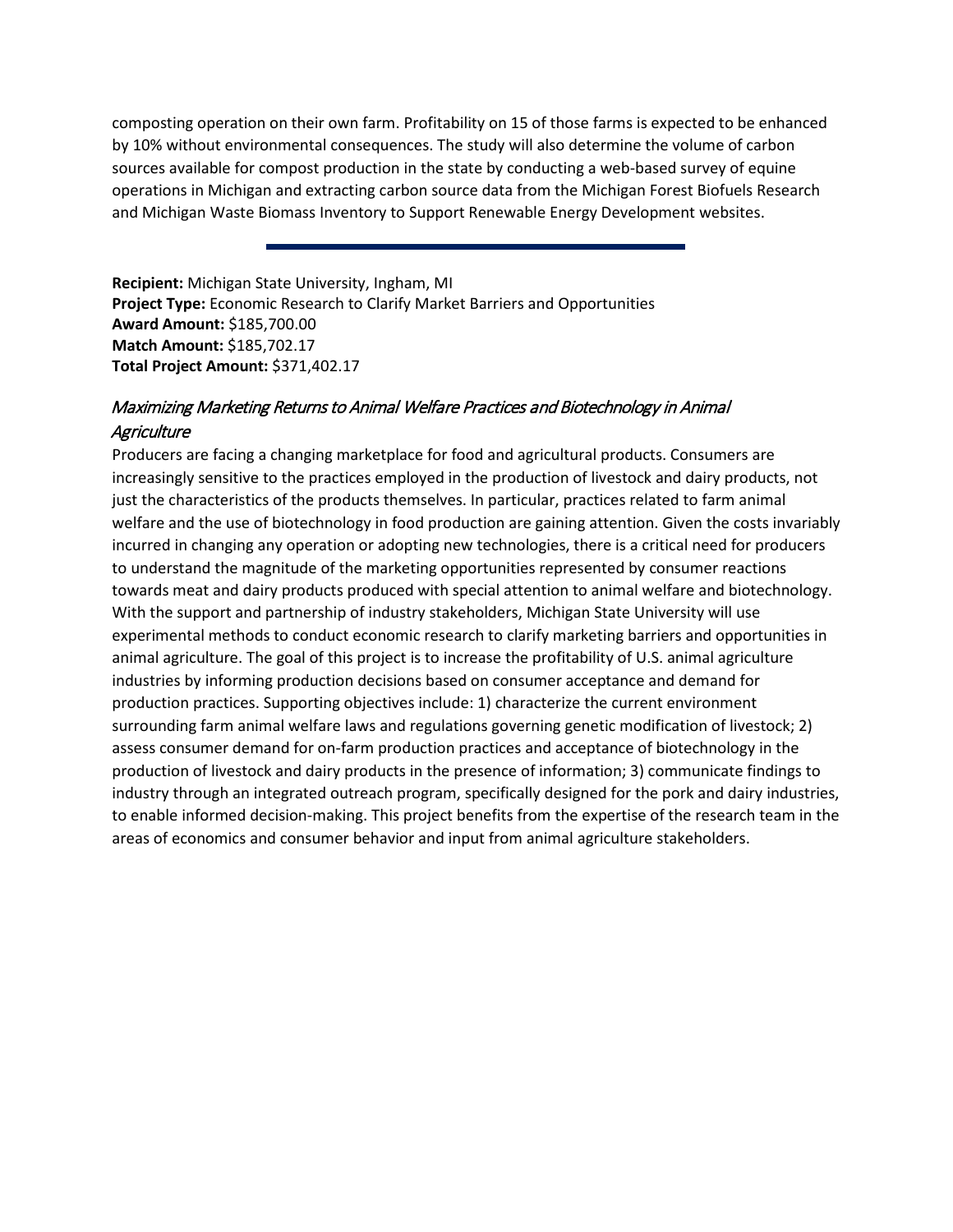composting operation on their own farm. Profitability on 15 of those farms is expected to be enhanced by 10% without environmental consequences. The study will also determine the volume of carbon sources available for compost production in the state by conducting a web-based survey of equine operations in Michigan and extracting carbon source data from the Michigan Forest Biofuels Research and Michigan Waste Biomass Inventory to Support Renewable Energy Development websites.

---

**Recipient:** Michigan State University, Ingham, MI
**Project Type:** Economic Research to Clarify Market Barriers and Opportunities
**Award Amount:** $185,700.00
**Match Amount:** $185,702.17
**Total Project Amount:** $371,402.17

### *Maximizing Marketing Returns to Animal Welfare Practices and Biotechnology in Animal Agriculture*

Producers are facing a changing marketplace for food and agricultural products. Consumers are increasingly sensitive to the practices employed in the production of livestock and dairy products, not just the characteristics of the products themselves. In particular, practices related to farm animal welfare and the use of biotechnology in food production are gaining attention. Given the costs invariably incurred in changing any operation or adopting new technologies, there is a critical need for producers to understand the magnitude of the marketing opportunities represented by consumer reactions towards meat and dairy products produced with special attention to animal welfare and biotechnology. With the support and partnership of industry stakeholders, Michigan State University will use experimental methods to conduct economic research to clarify marketing barriers and opportunities in animal agriculture. The goal of this project is to increase the profitability of U.S. animal agriculture industries by informing production decisions based on consumer acceptance and demand for production practices. Supporting objectives include: 1) characterize the current environment surrounding farm animal welfare laws and regulations governing genetic modification of livestock; 2) assess consumer demand for on-farm production practices and acceptance of biotechnology in the production of livestock and dairy products in the presence of information; 3) communicate findings to industry through an integrated outreach program, specifically designed for the pork and dairy industries, to enable informed decision-making. This project benefits from the expertise of the research team in the areas of economics and consumer behavior and input from animal agriculture stakeholders.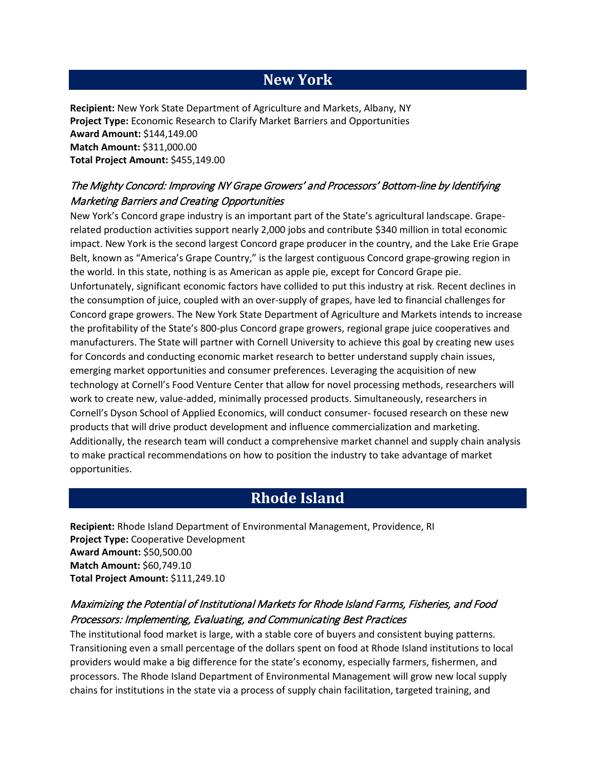## New York

**Recipient:** New York State Department of Agriculture and Markets, Albany, NY
**Project Type:** Economic Research to Clarify Market Barriers and Opportunities
**Award Amount:** $144,149.00
**Match Amount:** $311,000.00
**Total Project Amount:** $455,149.00

### *The Mighty Concord: Improving NY Grape Growers' and Processors' Bottom-line by Identifying Marketing Barriers and Creating Opportunities*

New York's Concord grape industry is an important part of the State's agricultural landscape. Grape-related production activities support nearly 2,000 jobs and contribute $340 million in total economic impact. New York is the second largest Concord grape producer in the country, and the Lake Erie Grape Belt, known as "America's Grape Country," is the largest contiguous Concord grape-growing region in the world. In this state, nothing is as American as apple pie, except for Concord Grape pie. Unfortunately, significant economic factors have collided to put this industry at risk. Recent declines in the consumption of juice, coupled with an over-supply of grapes, have led to financial challenges for Concord grape growers. The New York State Department of Agriculture and Markets intends to increase the profitability of the State's 800-plus Concord grape growers, regional grape juice cooperatives and manufacturers. The State will partner with Cornell University to achieve this goal by creating new uses for Concords and conducting economic market research to better understand supply chain issues, emerging market opportunities and consumer preferences. Leveraging the acquisition of new technology at Cornell's Food Venture Center that allow for novel processing methods, researchers will work to create new, value-added, minimally processed products. Simultaneously, researchers in Cornell's Dyson School of Applied Economics, will conduct consumer- focused research on these new products that will drive product development and influence commercialization and marketing. Additionally, the research team will conduct a comprehensive market channel and supply chain analysis to make practical recommendations on how to position the industry to take advantage of market opportunities.

## Rhode Island

**Recipient:** Rhode Island Department of Environmental Management, Providence, RI
**Project Type:** Cooperative Development
**Award Amount:** $50,500.00
**Match Amount:** $60,749.10
**Total Project Amount:** $111,249.10

### *Maximizing the Potential of Institutional Markets for Rhode Island Farms, Fisheries, and Food Processors: Implementing, Evaluating, and Communicating Best Practices*

The institutional food market is large, with a stable core of buyers and consistent buying patterns. Transitioning even a small percentage of the dollars spent on food at Rhode Island institutions to local providers would make a big difference for the state's economy, especially farmers, fishermen, and processors. The Rhode Island Department of Environmental Management will grow new local supply chains for institutions in the state via a process of supply chain facilitation, targeted training, and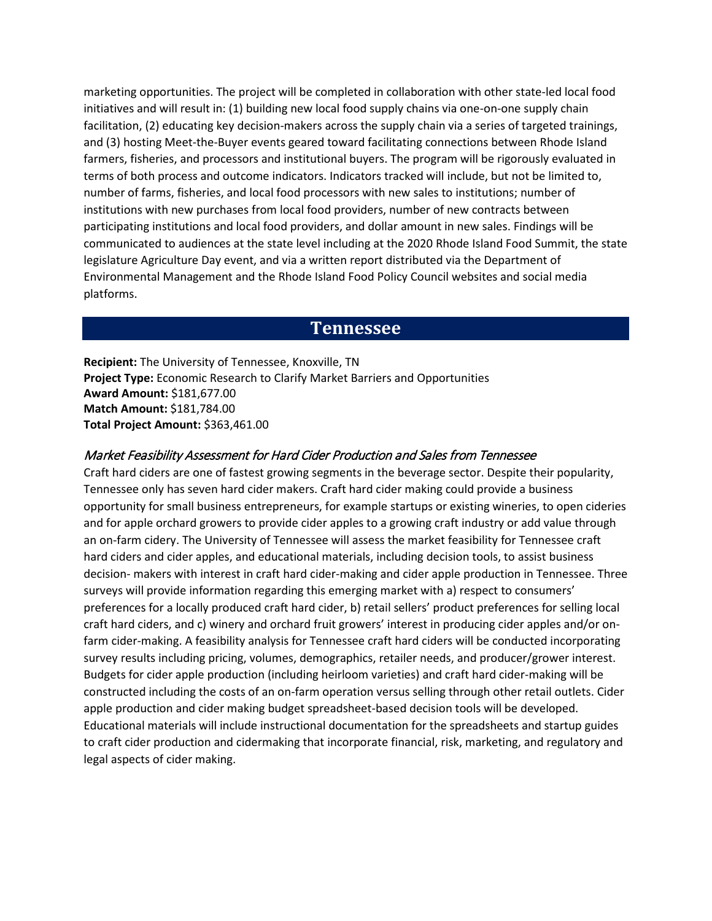marketing opportunities. The project will be completed in collaboration with other state-led local food initiatives and will result in: (1) building new local food supply chains via one-on-one supply chain facilitation, (2) educating key decision-makers across the supply chain via a series of targeted trainings, and (3) hosting Meet-the-Buyer events geared toward facilitating connections between Rhode Island farmers, fisheries, and processors and institutional buyers. The program will be rigorously evaluated in terms of both process and outcome indicators. Indicators tracked will include, but not be limited to, number of farms, fisheries, and local food processors with new sales to institutions; number of institutions with new purchases from local food providers, number of new contracts between participating institutions and local food providers, and dollar amount in new sales. Findings will be communicated to audiences at the state level including at the 2020 Rhode Island Food Summit, the state legislature Agriculture Day event, and via a written report distributed via the Department of Environmental Management and the Rhode Island Food Policy Council websites and social media platforms.

## Tennessee

**Recipient:** The University of Tennessee, Knoxville, TN
**Project Type:** Economic Research to Clarify Market Barriers and Opportunities
**Award Amount:** $181,677.00
**Match Amount:** $181,784.00
**Total Project Amount:** $363,461.00

### *Market Feasibility Assessment for Hard Cider Production and Sales from Tennessee*

Craft hard ciders are one of fastest growing segments in the beverage sector. Despite their popularity, Tennessee only has seven hard cider makers. Craft hard cider making could provide a business opportunity for small business entrepreneurs, for example startups or existing wineries, to open cideries and for apple orchard growers to provide cider apples to a growing craft industry or add value through an on-farm cidery. The University of Tennessee will assess the market feasibility for Tennessee craft hard ciders and cider apples, and educational materials, including decision tools, to assist business decision- makers with interest in craft hard cider-making and cider apple production in Tennessee. Three surveys will provide information regarding this emerging market with a) respect to consumers' preferences for a locally produced craft hard cider, b) retail sellers' product preferences for selling local craft hard ciders, and c) winery and orchard fruit growers' interest in producing cider apples and/or on-farm cider-making. A feasibility analysis for Tennessee craft hard ciders will be conducted incorporating survey results including pricing, volumes, demographics, retailer needs, and producer/grower interest. Budgets for cider apple production (including heirloom varieties) and craft hard cider-making will be constructed including the costs of an on-farm operation versus selling through other retail outlets. Cider apple production and cider making budget spreadsheet-based decision tools will be developed. Educational materials will include instructional documentation for the spreadsheets and startup guides to craft cider production and cidermaking that incorporate financial, risk, marketing, and regulatory and legal aspects of cider making.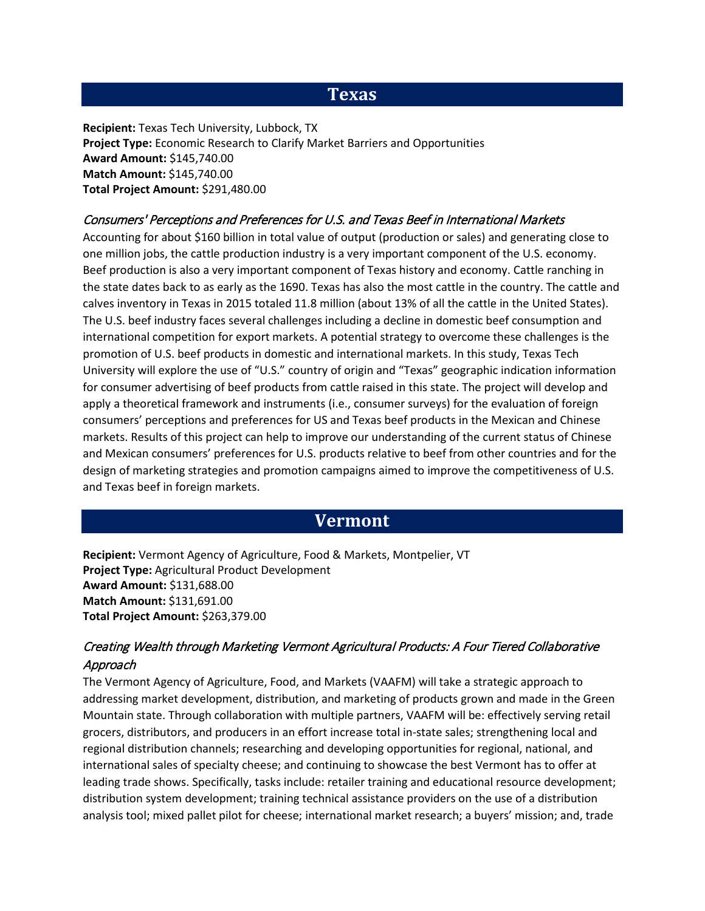## Texas

**Recipient:** Texas Tech University, Lubbock, TX
**Project Type:** Economic Research to Clarify Market Barriers and Opportunities
**Award Amount:** $145,740.00
**Match Amount:** $145,740.00
**Total Project Amount:** $291,480.00

### *Consumers' Perceptions and Preferences for U.S. and Texas Beef in International Markets*

Accounting for about $160 billion in total value of output (production or sales) and generating close to one million jobs, the cattle production industry is a very important component of the U.S. economy. Beef production is also a very important component of Texas history and economy. Cattle ranching in the state dates back to as early as the 1690. Texas has also the most cattle in the country. The cattle and calves inventory in Texas in 2015 totaled 11.8 million (about 13% of all the cattle in the United States). The U.S. beef industry faces several challenges including a decline in domestic beef consumption and international competition for export markets. A potential strategy to overcome these challenges is the promotion of U.S. beef products in domestic and international markets. In this study, Texas Tech University will explore the use of "U.S." country of origin and "Texas" geographic indication information for consumer advertising of beef products from cattle raised in this state. The project will develop and apply a theoretical framework and instruments (i.e., consumer surveys) for the evaluation of foreign consumers' perceptions and preferences for US and Texas beef products in the Mexican and Chinese markets. Results of this project can help to improve our understanding of the current status of Chinese and Mexican consumers' preferences for U.S. products relative to beef from other countries and for the design of marketing strategies and promotion campaigns aimed to improve the competitiveness of U.S. and Texas beef in foreign markets.

## Vermont

**Recipient:** Vermont Agency of Agriculture, Food & Markets, Montpelier, VT
**Project Type:** Agricultural Product Development
**Award Amount:** $131,688.00
**Match Amount:** $131,691.00
**Total Project Amount:** $263,379.00

### *Creating Wealth through Marketing Vermont Agricultural Products: A Four Tiered Collaborative Approach*

The Vermont Agency of Agriculture, Food, and Markets (VAAFM) will take a strategic approach to addressing market development, distribution, and marketing of products grown and made in the Green Mountain state. Through collaboration with multiple partners, VAAFM will be: effectively serving retail grocers, distributors, and producers in an effort increase total in-state sales; strengthening local and regional distribution channels; researching and developing opportunities for regional, national, and international sales of specialty cheese; and continuing to showcase the best Vermont has to offer at leading trade shows. Specifically, tasks include: retailer training and educational resource development; distribution system development; training technical assistance providers on the use of a distribution analysis tool; mixed pallet pilot for cheese; international market research; a buyers' mission; and, trade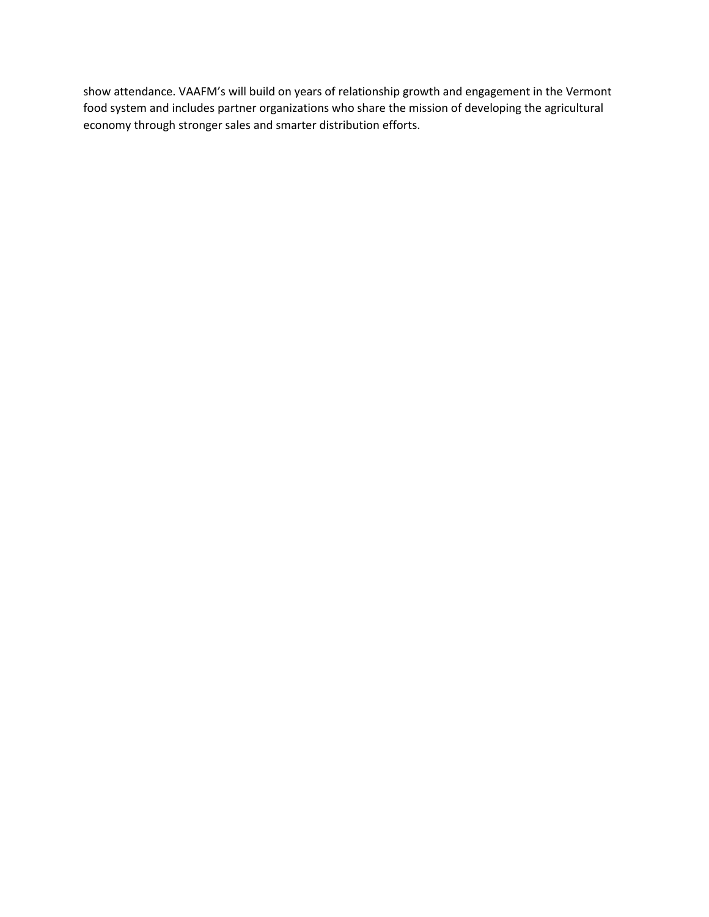show attendance. VAAFM's will build on years of relationship growth and engagement in the Vermont food system and includes partner organizations who share the mission of developing the agricultural economy through stronger sales and smarter distribution efforts.